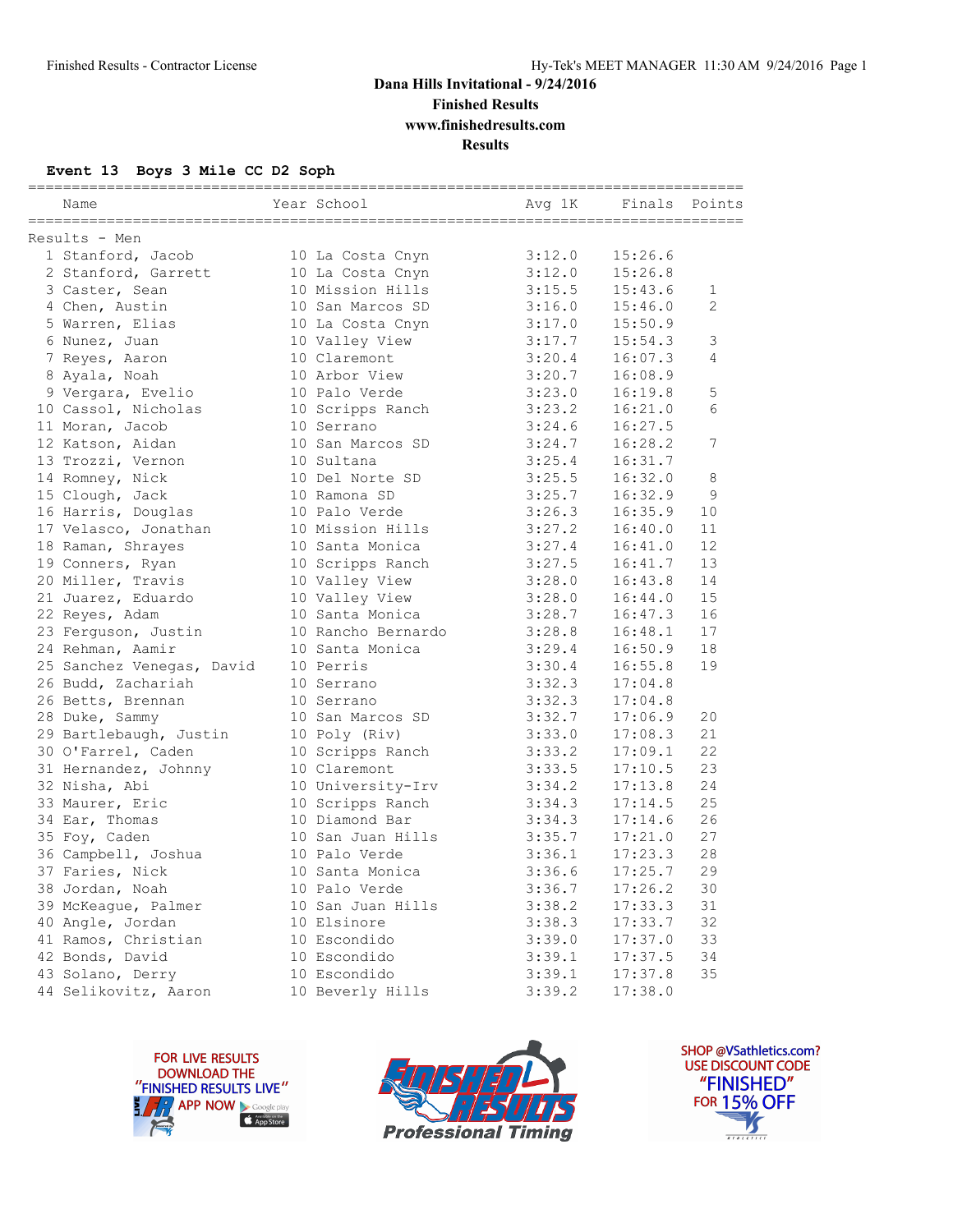**Dana Hills Invitational - 9/24/2016**

**Finished Results**

**www.finishedresults.com**

**Results**

### Event 13 Boys 3 Mile CC D2 Soph

Results - Men

| | Name | Year | School | Avg 1K | Finals | Points |
|---|---|---|---|---|---|---|
| 1 | Stanford, Jacob | 10 | La Costa Cnyn | 3:12.0 | 15:26.6 | |
| 2 | Stanford, Garrett | 10 | La Costa Cnyn | 3:12.0 | 15:26.8 | |
| 3 | Caster, Sean | 10 | Mission Hills | 3:15.5 | 15:43.6 | 1 |
| 4 | Chen, Austin | 10 | San Marcos SD | 3:16.0 | 15:46.0 | 2 |
| 5 | Warren, Elias | 10 | La Costa Cnyn | 3:17.0 | 15:50.9 | |
| 6 | Nunez, Juan | 10 | Valley View | 3:17.7 | 15:54.3 | 3 |
| 7 | Reyes, Aaron | 10 | Claremont | 3:20.4 | 16:07.3 | 4 |
| 8 | Ayala, Noah | 10 | Arbor View | 3:20.7 | 16:08.9 | |
| 9 | Vergara, Evelio | 10 | Palo Verde | 3:23.0 | 16:19.8 | 5 |
| 10 | Cassol, Nicholas | 10 | Scripps Ranch | 3:23.2 | 16:21.0 | 6 |
| 11 | Moran, Jacob | 10 | Serrano | 3:24.6 | 16:27.5 | |
| 12 | Katson, Aidan | 10 | San Marcos SD | 3:24.7 | 16:28.2 | 7 |
| 13 | Trozzi, Vernon | 10 | Sultana | 3:25.4 | 16:31.7 | |
| 14 | Romney, Nick | 10 | Del Norte SD | 3:25.5 | 16:32.0 | 8 |
| 15 | Clough, Jack | 10 | Ramona SD | 3:25.7 | 16:32.9 | 9 |
| 16 | Harris, Douglas | 10 | Palo Verde | 3:26.3 | 16:35.9 | 10 |
| 17 | Velasco, Jonathan | 10 | Mission Hills | 3:27.2 | 16:40.0 | 11 |
| 18 | Raman, Shrayes | 10 | Santa Monica | 3:27.4 | 16:41.0 | 12 |
| 19 | Conners, Ryan | 10 | Scripps Ranch | 3:27.5 | 16:41.7 | 13 |
| 20 | Miller, Travis | 10 | Valley View | 3:28.0 | 16:43.8 | 14 |
| 21 | Juarez, Eduardo | 10 | Valley View | 3:28.0 | 16:44.0 | 15 |
| 22 | Reyes, Adam | 10 | Santa Monica | 3:28.7 | 16:47.3 | 16 |
| 23 | Ferguson, Justin | 10 | Rancho Bernardo | 3:28.8 | 16:48.1 | 17 |
| 24 | Rehman, Aamir | 10 | Santa Monica | 3:29.4 | 16:50.9 | 18 |
| 25 | Sanchez Venegas, David | 10 | Perris | 3:30.4 | 16:55.8 | 19 |
| 26 | Budd, Zachariah | 10 | Serrano | 3:32.3 | 17:04.8 | |
| 26 | Betts, Brennan | 10 | Serrano | 3:32.3 | 17:04.8 | |
| 28 | Duke, Sammy | 10 | San Marcos SD | 3:32.7 | 17:06.9 | 20 |
| 29 | Bartlebaugh, Justin | 10 | Poly (Riv) | 3:33.0 | 17:08.3 | 21 |
| 30 | O'Farrel, Caden | 10 | Scripps Ranch | 3:33.2 | 17:09.1 | 22 |
| 31 | Hernandez, Johnny | 10 | Claremont | 3:33.5 | 17:10.5 | 23 |
| 32 | Nisha, Abi | 10 | University-Irv | 3:34.2 | 17:13.8 | 24 |
| 33 | Maurer, Eric | 10 | Scripps Ranch | 3:34.3 | 17:14.5 | 25 |
| 34 | Ear, Thomas | 10 | Diamond Bar | 3:34.3 | 17:14.6 | 26 |
| 35 | Foy, Caden | 10 | San Juan Hills | 3:35.7 | 17:21.0 | 27 |
| 36 | Campbell, Joshua | 10 | Palo Verde | 3:36.1 | 17:23.3 | 28 |
| 37 | Faries, Nick | 10 | Santa Monica | 3:36.6 | 17:25.7 | 29 |
| 38 | Jordan, Noah | 10 | Palo Verde | 3:36.7 | 17:26.2 | 30 |
| 39 | McKeague, Palmer | 10 | San Juan Hills | 3:38.2 | 17:33.3 | 31 |
| 40 | Angle, Jordan | 10 | Elsinore | 3:38.3 | 17:33.7 | 32 |
| 41 | Ramos, Christian | 10 | Escondido | 3:39.0 | 17:37.0 | 33 |
| 42 | Bonds, David | 10 | Escondido | 3:39.1 | 17:37.5 | 34 |
| 43 | Solano, Derry | 10 | Escondido | 3:39.1 | 17:37.8 | 35 |
| 44 | Selikovitz, Aaron | 10 | Beverly Hills | 3:39.2 | 17:38.0 | |

FOR LIVE RESULTS DOWNLOAD THE "FINISHED RESULTS LIVE" APP NOW

FINISHED RESULTS Professional Timing

SHOP @VSathletics.com? USE DISCOUNT CODE "FINISHED" FOR 15% OFF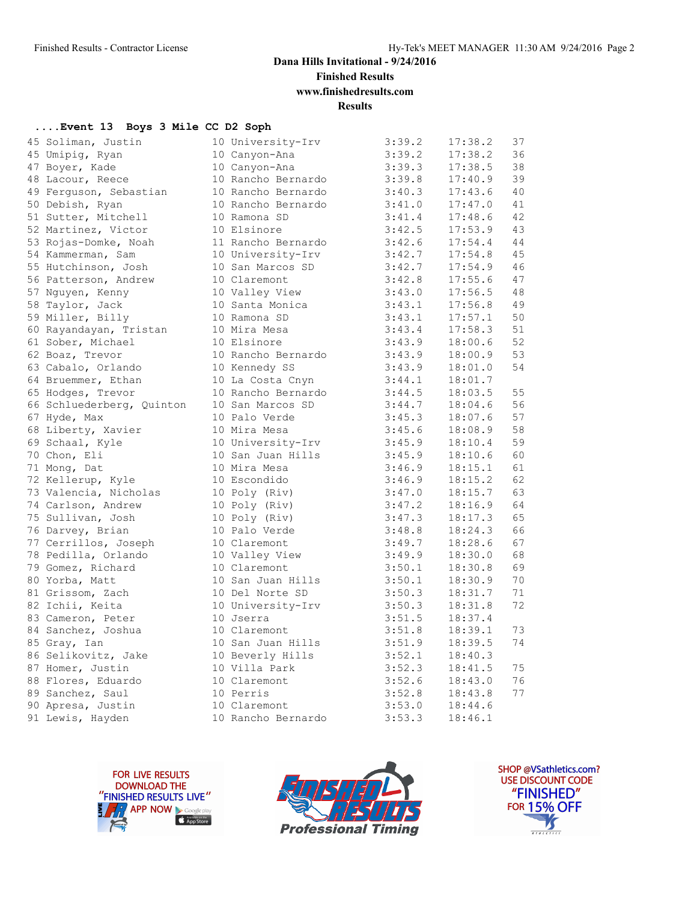Dana Hills Invitational - 9/24/2016

Finished Results

www.finishedresults.com

Results

**....Event 13 Boys 3 Mile CC D2 Soph**

| Place | Name | Yr | School | Avg Mile | Time | Points |
|---|---|---|---|---|---|---|
| 45 | Soliman, Justin | 10 | University-Irv | 3:39.2 | 17:38.2 | 37 |
| 45 | Umipig, Ryan | 10 | Canyon-Ana | 3:39.2 | 17:38.2 | 36 |
| 47 | Boyer, Kade | 10 | Canyon-Ana | 3:39.3 | 17:38.5 | 38 |
| 48 | Lacour, Reece | 10 | Rancho Bernardo | 3:39.8 | 17:40.9 | 39 |
| 49 | Ferguson, Sebastian | 10 | Rancho Bernardo | 3:40.3 | 17:43.6 | 40 |
| 50 | Debish, Ryan | 10 | Rancho Bernardo | 3:41.0 | 17:47.0 | 41 |
| 51 | Sutter, Mitchell | 10 | Ramona SD | 3:41.4 | 17:48.6 | 42 |
| 52 | Martinez, Victor | 10 | Elsinore | 3:42.5 | 17:53.9 | 43 |
| 53 | Rojas-Domke, Noah | 11 | Rancho Bernardo | 3:42.6 | 17:54.4 | 44 |
| 54 | Kammerman, Sam | 10 | University-Irv | 3:42.7 | 17:54.8 | 45 |
| 55 | Hutchinson, Josh | 10 | San Marcos SD | 3:42.7 | 17:54.9 | 46 |
| 56 | Patterson, Andrew | 10 | Claremont | 3:42.8 | 17:55.6 | 47 |
| 57 | Nguyen, Kenny | 10 | Valley View | 3:43.0 | 17:56.5 | 48 |
| 58 | Taylor, Jack | 10 | Santa Monica | 3:43.1 | 17:56.8 | 49 |
| 59 | Miller, Billy | 10 | Ramona SD | 3:43.1 | 17:57.1 | 50 |
| 60 | Rayandayan, Tristan | 10 | Mira Mesa | 3:43.4 | 17:58.3 | 51 |
| 61 | Sober, Michael | 10 | Elsinore | 3:43.9 | 18:00.6 | 52 |
| 62 | Boaz, Trevor | 10 | Rancho Bernardo | 3:43.9 | 18:00.9 | 53 |
| 63 | Cabalo, Orlando | 10 | Kennedy SS | 3:43.9 | 18:01.0 | 54 |
| 64 | Bruemmer, Ethan | 10 | La Costa Cnyn | 3:44.1 | 18:01.7 | |
| 65 | Hodges, Trevor | 10 | Rancho Bernardo | 3:44.5 | 18:03.5 | 55 |
| 66 | Schluederberg, Quinton | 10 | San Marcos SD | 3:44.7 | 18:04.6 | 56 |
| 67 | Hyde, Max | 10 | Palo Verde | 3:45.3 | 18:07.6 | 57 |
| 68 | Liberty, Xavier | 10 | Mira Mesa | 3:45.6 | 18:08.9 | 58 |
| 69 | Schaal, Kyle | 10 | University-Irv | 3:45.9 | 18:10.4 | 59 |
| 70 | Chon, Eli | 10 | San Juan Hills | 3:45.9 | 18:10.6 | 60 |
| 71 | Mong, Dat | 10 | Mira Mesa | 3:46.9 | 18:15.1 | 61 |
| 72 | Kellerup, Kyle | 10 | Escondido | 3:46.9 | 18:15.2 | 62 |
| 73 | Valencia, Nicholas | 10 | Poly (Riv) | 3:47.0 | 18:15.7 | 63 |
| 74 | Carlson, Andrew | 10 | Poly (Riv) | 3:47.2 | 18:16.9 | 64 |
| 75 | Sullivan, Josh | 10 | Poly (Riv) | 3:47.3 | 18:17.3 | 65 |
| 76 | Darvey, Brian | 10 | Palo Verde | 3:48.8 | 18:24.3 | 66 |
| 77 | Cerrillos, Joseph | 10 | Claremont | 3:49.7 | 18:28.6 | 67 |
| 78 | Pedilla, Orlando | 10 | Valley View | 3:49.9 | 18:30.0 | 68 |
| 79 | Gomez, Richard | 10 | Claremont | 3:50.1 | 18:30.8 | 69 |
| 80 | Yorba, Matt | 10 | San Juan Hills | 3:50.1 | 18:30.9 | 70 |
| 81 | Grissom, Zach | 10 | Del Norte SD | 3:50.3 | 18:31.7 | 71 |
| 82 | Ichii, Keita | 10 | University-Irv | 3:50.3 | 18:31.8 | 72 |
| 83 | Cameron, Peter | 10 | Jserra | 3:51.5 | 18:37.4 | |
| 84 | Sanchez, Joshua | 10 | Claremont | 3:51.8 | 18:39.1 | 73 |
| 85 | Gray, Ian | 10 | San Juan Hills | 3:51.9 | 18:39.5 | 74 |
| 86 | Selikovitz, Jake | 10 | Beverly Hills | 3:52.1 | 18:40.3 | |
| 87 | Homer, Justin | 10 | Villa Park | 3:52.3 | 18:41.5 | 75 |
| 88 | Flores, Eduardo | 10 | Claremont | 3:52.6 | 18:43.0 | 76 |
| 89 | Sanchez, Saul | 10 | Perris | 3:52.8 | 18:43.8 | 77 |
| 90 | Apresa, Justin | 10 | Claremont | 3:53.0 | 18:44.6 | |
| 91 | Lewis, Hayden | 10 | Rancho Bernardo | 3:53.3 | 18:46.1 | |

FOR LIVE RESULTS DOWNLOAD THE "FINISHED RESULTS LIVE" APP NOW

Finished Results Professional Timing

SHOP @VSathletics.com? USE DISCOUNT CODE "FINISHED" FOR 15% OFF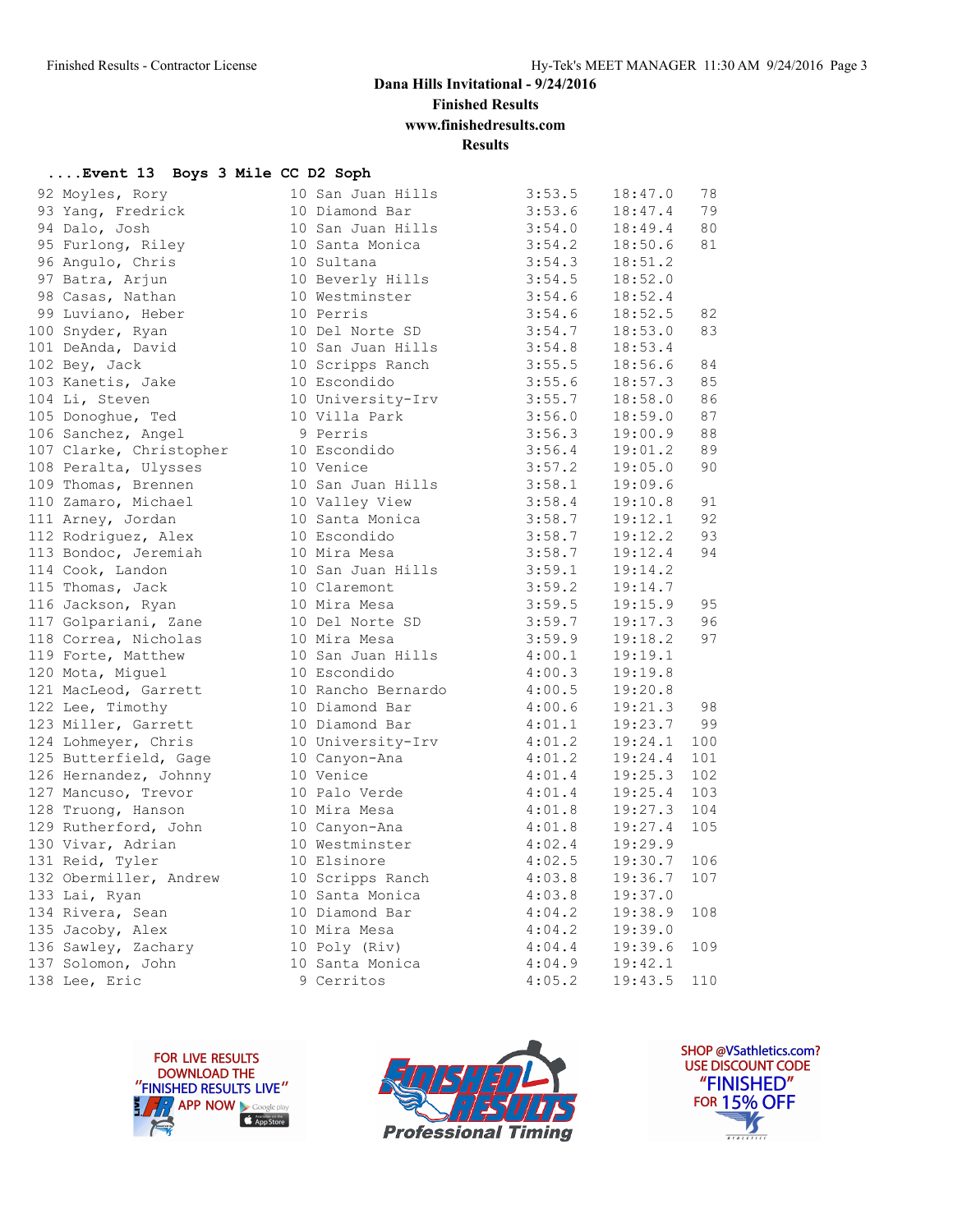# Dana Hills Invitational - 9/24/2016

**Finished Results**

**www.finishedresults.com**

**Results**

### ....Event 13 Boys 3 Mile CC D2 Soph

| Place | Name | Yr | School | Pace | Time | Points |
|---|---|---|---|---|---|---|
| 92 | Moyles, Rory | 10 | San Juan Hills | 3:53.5 | 18:47.0 | 78 |
| 93 | Yang, Fredrick | 10 | Diamond Bar | 3:53.6 | 18:47.4 | 79 |
| 94 | Dalo, Josh | 10 | San Juan Hills | 3:54.0 | 18:49.4 | 80 |
| 95 | Furlong, Riley | 10 | Santa Monica | 3:54.2 | 18:50.6 | 81 |
| 96 | Angulo, Chris | 10 | Sultana | 3:54.3 | 18:51.2 | |
| 97 | Batra, Arjun | 10 | Beverly Hills | 3:54.5 | 18:52.0 | |
| 98 | Casas, Nathan | 10 | Westminster | 3:54.6 | 18:52.4 | |
| 99 | Luviano, Heber | 10 | Perris | 3:54.6 | 18:52.5 | 82 |
| 100 | Snyder, Ryan | 10 | Del Norte SD | 3:54.7 | 18:53.0 | 83 |
| 101 | DeAnda, David | 10 | San Juan Hills | 3:54.8 | 18:53.4 | |
| 102 | Bey, Jack | 10 | Scripps Ranch | 3:55.5 | 18:56.6 | 84 |
| 103 | Kanetis, Jake | 10 | Escondido | 3:55.6 | 18:57.3 | 85 |
| 104 | Li, Steven | 10 | University-Irv | 3:55.7 | 18:58.0 | 86 |
| 105 | Donoghue, Ted | 10 | Villa Park | 3:56.0 | 18:59.0 | 87 |
| 106 | Sanchez, Angel | 9 | Perris | 3:56.3 | 19:00.9 | 88 |
| 107 | Clarke, Christopher | 10 | Escondido | 3:56.4 | 19:01.2 | 89 |
| 108 | Peralta, Ulysses | 10 | Venice | 3:57.2 | 19:05.0 | 90 |
| 109 | Thomas, Brennen | 10 | San Juan Hills | 3:58.1 | 19:09.6 | |
| 110 | Zamaro, Michael | 10 | Valley View | 3:58.4 | 19:10.8 | 91 |
| 111 | Arney, Jordan | 10 | Santa Monica | 3:58.7 | 19:12.1 | 92 |
| 112 | Rodriguez, Alex | 10 | Escondido | 3:58.7 | 19:12.2 | 93 |
| 113 | Bondoc, Jeremiah | 10 | Mira Mesa | 3:58.7 | 19:12.4 | 94 |
| 114 | Cook, Landon | 10 | San Juan Hills | 3:59.1 | 19:14.2 | |
| 115 | Thomas, Jack | 10 | Claremont | 3:59.2 | 19:14.7 | |
| 116 | Jackson, Ryan | 10 | Mira Mesa | 3:59.5 | 19:15.9 | 95 |
| 117 | Golpariani, Zane | 10 | Del Norte SD | 3:59.7 | 19:17.3 | 96 |
| 118 | Correa, Nicholas | 10 | Mira Mesa | 3:59.9 | 19:18.2 | 97 |
| 119 | Forte, Matthew | 10 | San Juan Hills | 4:00.1 | 19:19.1 | |
| 120 | Mota, Miguel | 10 | Escondido | 4:00.3 | 19:19.8 | |
| 121 | MacLeod, Garrett | 10 | Rancho Bernardo | 4:00.5 | 19:20.8 | |
| 122 | Lee, Timothy | 10 | Diamond Bar | 4:00.6 | 19:21.3 | 98 |
| 123 | Miller, Garrett | 10 | Diamond Bar | 4:01.1 | 19:23.7 | 99 |
| 124 | Lohmeyer, Chris | 10 | University-Irv | 4:01.2 | 19:24.1 | 100 |
| 125 | Butterfield, Gage | 10 | Canyon-Ana | 4:01.2 | 19:24.4 | 101 |
| 126 | Hernandez, Johnny | 10 | Venice | 4:01.4 | 19:25.3 | 102 |
| 127 | Mancuso, Trevor | 10 | Palo Verde | 4:01.4 | 19:25.4 | 103 |
| 128 | Truong, Hanson | 10 | Mira Mesa | 4:01.8 | 19:27.3 | 104 |
| 129 | Rutherford, John | 10 | Canyon-Ana | 4:01.8 | 19:27.4 | 105 |
| 130 | Vivar, Adrian | 10 | Westminster | 4:02.4 | 19:29.9 | |
| 131 | Reid, Tyler | 10 | Elsinore | 4:02.5 | 19:30.7 | 106 |
| 132 | Obermiller, Andrew | 10 | Scripps Ranch | 4:03.8 | 19:36.7 | 107 |
| 133 | Lai, Ryan | 10 | Santa Monica | 4:03.8 | 19:37.0 | |
| 134 | Rivera, Sean | 10 | Diamond Bar | 4:04.2 | 19:38.9 | 108 |
| 135 | Jacoby, Alex | 10 | Mira Mesa | 4:04.2 | 19:39.0 | |
| 136 | Sawley, Zachary | 10 | Poly (Riv) | 4:04.4 | 19:39.6 | 109 |
| 137 | Solomon, John | 10 | Santa Monica | 4:04.9 | 19:42.1 | |
| 138 | Lee, Eric | 9 | Cerritos | 4:05.2 | 19:43.5 | 110 |

FOR LIVE RESULTS DOWNLOAD THE "FINISHED RESULTS LIVE" APP NOW

Finished Results Professional Timing

SHOP @VSathletics.com? USE DISCOUNT CODE "FINISHED" FOR 15% OFF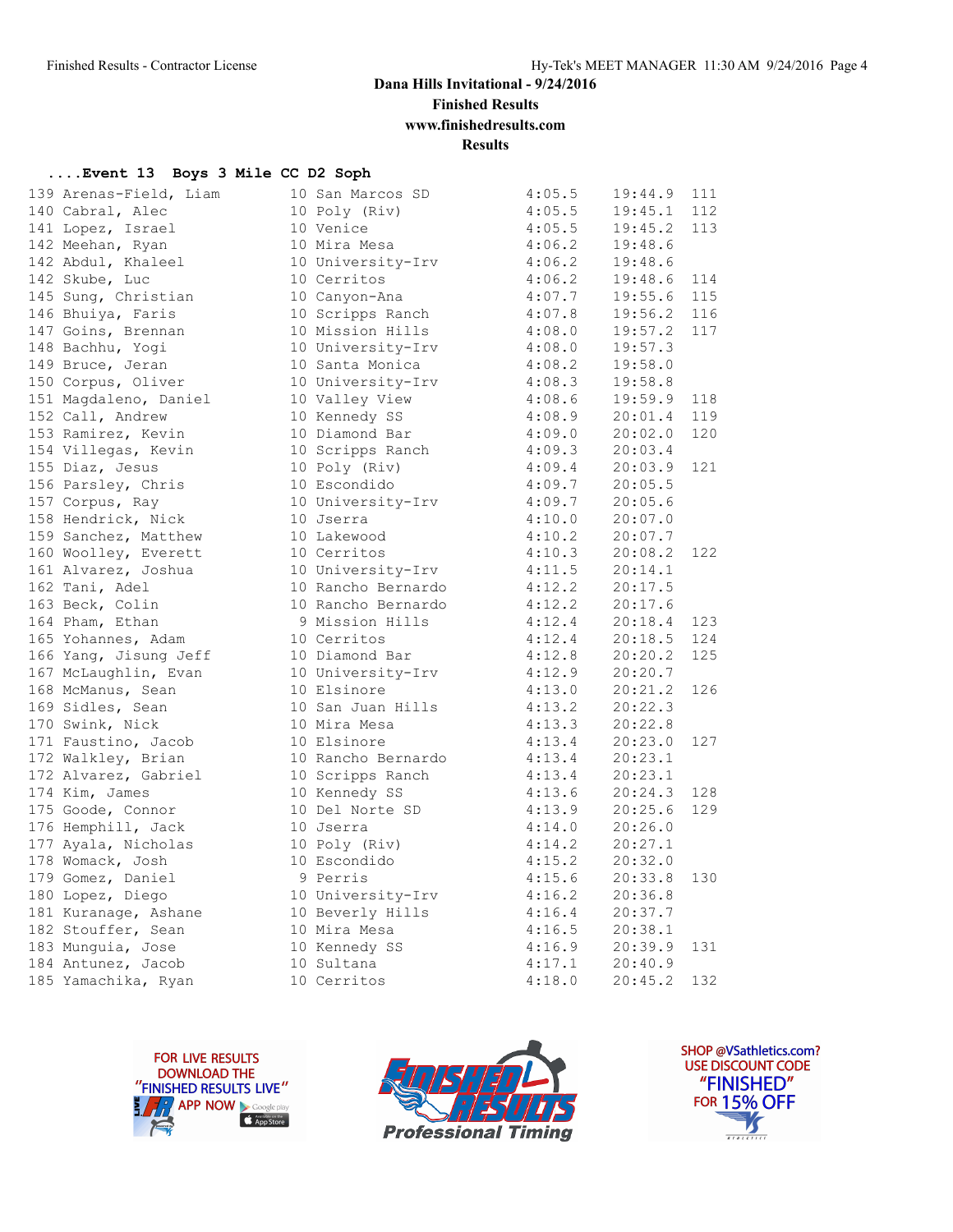Dana Hills Invitational - 9/24/2016

Finished Results

www.finishedresults.com

Results

## ....Event 13 Boys 3 Mile CC D2 Soph

| Place | Name | Yr | School | Pace | Time | Points |
|---|---|---|---|---|---|---|
| 139 | Arenas-Field, Liam | 10 | San Marcos SD | 4:05.5 | 19:44.9 | 111 |
| 140 | Cabral, Alec | 10 | Poly (Riv) | 4:05.5 | 19:45.1 | 112 |
| 141 | Lopez, Israel | 10 | Venice | 4:05.5 | 19:45.2 | 113 |
| 142 | Meehan, Ryan | 10 | Mira Mesa | 4:06.2 | 19:48.6 | |
| 142 | Abdul, Khaleel | 10 | University-Irv | 4:06.2 | 19:48.6 | |
| 142 | Skube, Luc | 10 | Cerritos | 4:06.2 | 19:48.6 | 114 |
| 145 | Sung, Christian | 10 | Canyon-Ana | 4:07.7 | 19:55.6 | 115 |
| 146 | Bhuiya, Faris | 10 | Scripps Ranch | 4:07.8 | 19:56.2 | 116 |
| 147 | Goins, Brennan | 10 | Mission Hills | 4:08.0 | 19:57.2 | 117 |
| 148 | Bachhu, Yogi | 10 | University-Irv | 4:08.0 | 19:57.3 | |
| 149 | Bruce, Jeran | 10 | Santa Monica | 4:08.2 | 19:58.0 | |
| 150 | Corpus, Oliver | 10 | University-Irv | 4:08.3 | 19:58.8 | |
| 151 | Magdaleno, Daniel | 10 | Valley View | 4:08.6 | 19:59.9 | 118 |
| 152 | Call, Andrew | 10 | Kennedy SS | 4:08.9 | 20:01.4 | 119 |
| 153 | Ramirez, Kevin | 10 | Diamond Bar | 4:09.0 | 20:02.0 | 120 |
| 154 | Villegas, Kevin | 10 | Scripps Ranch | 4:09.3 | 20:03.4 | |
| 155 | Diaz, Jesus | 10 | Poly (Riv) | 4:09.4 | 20:03.9 | 121 |
| 156 | Parsley, Chris | 10 | Escondido | 4:09.7 | 20:05.5 | |
| 157 | Corpus, Ray | 10 | University-Irv | 4:09.7 | 20:05.6 | |
| 158 | Hendrick, Nick | 10 | Jserra | 4:10.0 | 20:07.0 | |
| 159 | Sanchez, Matthew | 10 | Lakewood | 4:10.2 | 20:07.7 | |
| 160 | Woolley, Everett | 10 | Cerritos | 4:10.3 | 20:08.2 | 122 |
| 161 | Alvarez, Joshua | 10 | University-Irv | 4:11.5 | 20:14.1 | |
| 162 | Tani, Adel | 10 | Rancho Bernardo | 4:12.2 | 20:17.5 | |
| 163 | Beck, Colin | 10 | Rancho Bernardo | 4:12.2 | 20:17.6 | |
| 164 | Pham, Ethan | 9 | Mission Hills | 4:12.4 | 20:18.4 | 123 |
| 165 | Yohannes, Adam | 10 | Cerritos | 4:12.4 | 20:18.5 | 124 |
| 166 | Yang, Jisung Jeff | 10 | Diamond Bar | 4:12.8 | 20:20.2 | 125 |
| 167 | McLaughlin, Evan | 10 | University-Irv | 4:12.9 | 20:20.7 | |
| 168 | McManus, Sean | 10 | Elsinore | 4:13.0 | 20:21.2 | 126 |
| 169 | Sidles, Sean | 10 | San Juan Hills | 4:13.2 | 20:22.3 | |
| 170 | Swink, Nick | 10 | Mira Mesa | 4:13.3 | 20:22.8 | |
| 171 | Faustino, Jacob | 10 | Elsinore | 4:13.4 | 20:23.0 | 127 |
| 172 | Walkley, Brian | 10 | Rancho Bernardo | 4:13.4 | 20:23.1 | |
| 172 | Alvarez, Gabriel | 10 | Scripps Ranch | 4:13.4 | 20:23.1 | |
| 174 | Kim, James | 10 | Kennedy SS | 4:13.6 | 20:24.3 | 128 |
| 175 | Goode, Connor | 10 | Del Norte SD | 4:13.9 | 20:25.6 | 129 |
| 176 | Hemphill, Jack | 10 | Jserra | 4:14.0 | 20:26.0 | |
| 177 | Ayala, Nicholas | 10 | Poly (Riv) | 4:14.2 | 20:27.1 | |
| 178 | Womack, Josh | 10 | Escondido | 4:15.2 | 20:32.0 | |
| 179 | Gomez, Daniel | 9 | Perris | 4:15.6 | 20:33.8 | 130 |
| 180 | Lopez, Diego | 10 | University-Irv | 4:16.2 | 20:36.8 | |
| 181 | Kuranage, Ashane | 10 | Beverly Hills | 4:16.4 | 20:37.7 | |
| 182 | Stouffer, Sean | 10 | Mira Mesa | 4:16.5 | 20:38.1 | |
| 183 | Munguia, Jose | 10 | Kennedy SS | 4:16.9 | 20:39.9 | 131 |
| 184 | Antunez, Jacob | 10 | Sultana | 4:17.1 | 20:40.9 | |
| 185 | Yamachika, Ryan | 10 | Cerritos | 4:18.0 | 20:45.2 | 132 |

FOR LIVE RESULTS DOWNLOAD THE "FINISHED RESULTS LIVE" APP NOW

Finished Results Professional Timing

SHOP @VSathletics.com? USE DISCOUNT CODE "FINISHED" FOR 15% OFF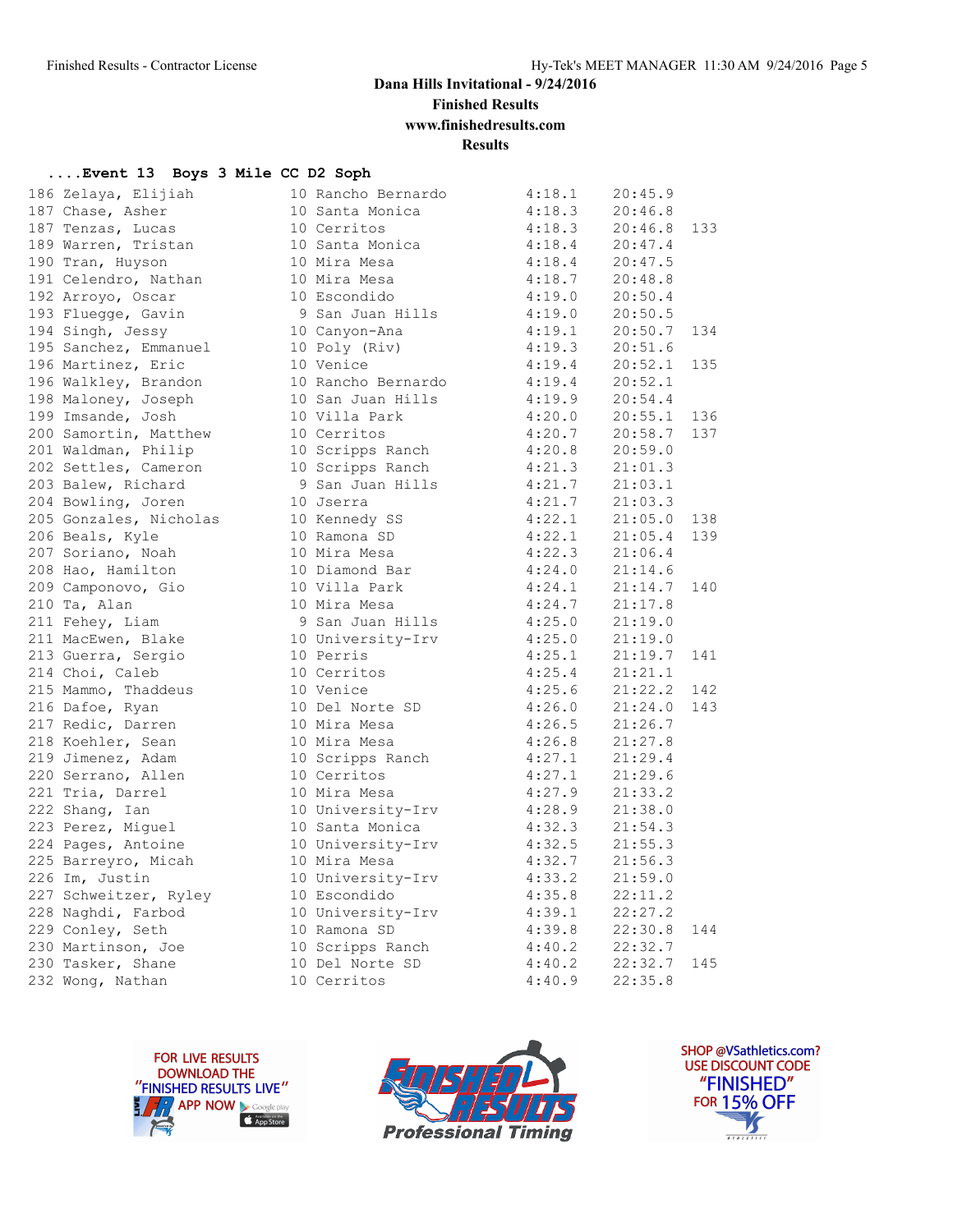**Dana Hills Invitational - 9/24/2016**

**Finished Results**

**www.finishedresults.com**

**Results**

### ....Event 13 Boys 3 Mile CC D2 Soph

| Place | Name | Yr | School | Pace | Time | Points |
|---|---|---|---|---|---|---|
| 186 | Zelaya, Elijiah | 10 | Rancho Bernardo | 4:18.1 | 20:45.9 | |
| 187 | Chase, Asher | 10 | Santa Monica | 4:18.3 | 20:46.8 | |
| 187 | Tenzas, Lucas | 10 | Cerritos | 4:18.3 | 20:46.8 | 133 |
| 189 | Warren, Tristan | 10 | Santa Monica | 4:18.4 | 20:47.4 | |
| 190 | Tran, Huyson | 10 | Mira Mesa | 4:18.4 | 20:47.5 | |
| 191 | Celendro, Nathan | 10 | Mira Mesa | 4:18.7 | 20:48.8 | |
| 192 | Arroyo, Oscar | 10 | Escondido | 4:19.0 | 20:50.4 | |
| 193 | Fluegge, Gavin | 9 | San Juan Hills | 4:19.0 | 20:50.5 | |
| 194 | Singh, Jessy | 10 | Canyon-Ana | 4:19.1 | 20:50.7 | 134 |
| 195 | Sanchez, Emmanuel | 10 | Poly (Riv) | 4:19.3 | 20:51.6 | |
| 196 | Martinez, Eric | 10 | Venice | 4:19.4 | 20:52.1 | 135 |
| 196 | Walkley, Brandon | 10 | Rancho Bernardo | 4:19.4 | 20:52.1 | |
| 198 | Maloney, Joseph | 10 | San Juan Hills | 4:19.9 | 20:54.4 | |
| 199 | Imsande, Josh | 10 | Villa Park | 4:20.0 | 20:55.1 | 136 |
| 200 | Samortin, Matthew | 10 | Cerritos | 4:20.7 | 20:58.7 | 137 |
| 201 | Waldman, Philip | 10 | Scripps Ranch | 4:20.8 | 20:59.0 | |
| 202 | Settles, Cameron | 10 | Scripps Ranch | 4:21.3 | 21:01.3 | |
| 203 | Balew, Richard | 9 | San Juan Hills | 4:21.7 | 21:03.1 | |
| 204 | Bowling, Joren | 10 | Jserra | 4:21.7 | 21:03.3 | |
| 205 | Gonzales, Nicholas | 10 | Kennedy SS | 4:22.1 | 21:05.0 | 138 |
| 206 | Beals, Kyle | 10 | Ramona SD | 4:22.1 | 21:05.4 | 139 |
| 207 | Soriano, Noah | 10 | Mira Mesa | 4:22.3 | 21:06.4 | |
| 208 | Hao, Hamilton | 10 | Diamond Bar | 4:24.0 | 21:14.6 | |
| 209 | Camponovo, Gio | 10 | Villa Park | 4:24.1 | 21:14.7 | 140 |
| 210 | Ta, Alan | 10 | Mira Mesa | 4:24.7 | 21:17.8 | |
| 211 | Fehey, Liam | 9 | San Juan Hills | 4:25.0 | 21:19.0 | |
| 211 | MacEwen, Blake | 10 | University-Irv | 4:25.0 | 21:19.0 | |
| 213 | Guerra, Sergio | 10 | Perris | 4:25.1 | 21:19.7 | 141 |
| 214 | Choi, Caleb | 10 | Cerritos | 4:25.4 | 21:21.1 | |
| 215 | Mammo, Thaddeus | 10 | Venice | 4:25.6 | 21:22.2 | 142 |
| 216 | Dafoe, Ryan | 10 | Del Norte SD | 4:26.0 | 21:24.0 | 143 |
| 217 | Redic, Darren | 10 | Mira Mesa | 4:26.5 | 21:26.7 | |
| 218 | Koehler, Sean | 10 | Mira Mesa | 4:26.8 | 21:27.8 | |
| 219 | Jimenez, Adam | 10 | Scripps Ranch | 4:27.1 | 21:29.4 | |
| 220 | Serrano, Allen | 10 | Cerritos | 4:27.1 | 21:29.6 | |
| 221 | Tria, Darrel | 10 | Mira Mesa | 4:27.9 | 21:33.2 | |
| 222 | Shang, Ian | 10 | University-Irv | 4:28.9 | 21:38.0 | |
| 223 | Perez, Miguel | 10 | Santa Monica | 4:32.3 | 21:54.3 | |
| 224 | Pages, Antoine | 10 | University-Irv | 4:32.5 | 21:55.3 | |
| 225 | Barreyro, Micah | 10 | Mira Mesa | 4:32.7 | 21:56.3 | |
| 226 | Im, Justin | 10 | University-Irv | 4:33.2 | 21:59.0 | |
| 227 | Schweitzer, Ryley | 10 | Escondido | 4:35.8 | 22:11.2 | |
| 228 | Naghdi, Farbod | 10 | University-Irv | 4:39.1 | 22:27.2 | |
| 229 | Conley, Seth | 10 | Ramona SD | 4:39.8 | 22:30.8 | 144 |
| 230 | Martinson, Joe | 10 | Scripps Ranch | 4:40.2 | 22:32.7 | |
| 230 | Tasker, Shane | 10 | Del Norte SD | 4:40.2 | 22:32.7 | 145 |
| 232 | Wong, Nathan | 10 | Cerritos | 4:40.9 | 22:35.8 | |

FOR LIVE RESULTS DOWNLOAD THE "FINISHED RESULTS LIVE" APP NOW

SHOP @VSathletics.com? USE DISCOUNT CODE "FINISHED" FOR 15% OFF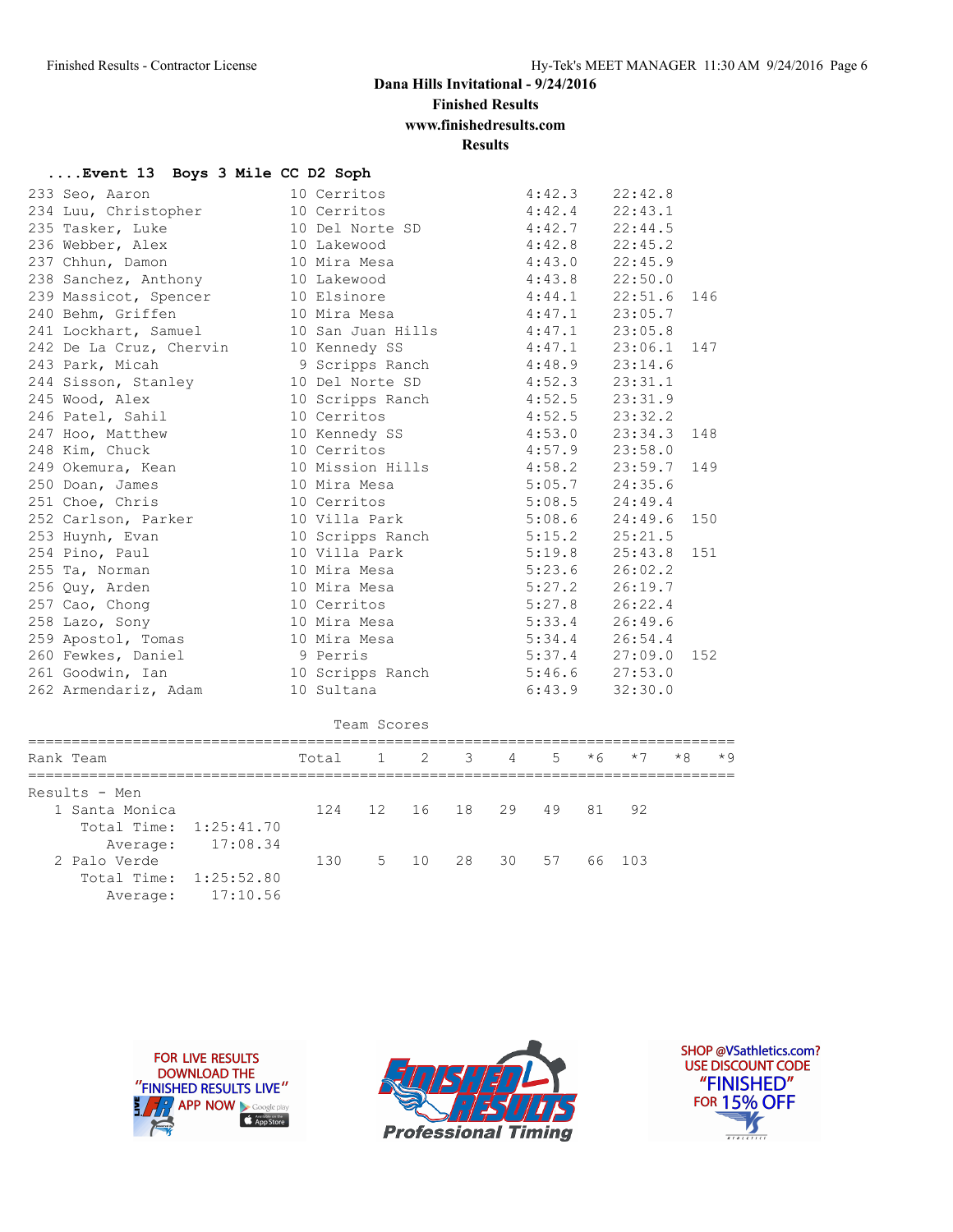Dana Hills Invitational - 9/24/2016
Finished Results
www.finishedresults.com
Results

## ....Event 13 Boys 3 Mile CC D2 Soph

| Place | Name | Yr | School | Pace | Time | Points |
|---|---|---|---|---|---|---|
| 233 | Seo, Aaron | 10 | Cerritos | 4:42.3 | 22:42.8 | |
| 234 | Luu, Christopher | 10 | Cerritos | 4:42.4 | 22:43.1 | |
| 235 | Tasker, Luke | 10 | Del Norte SD | 4:42.7 | 22:44.5 | |
| 236 | Webber, Alex | 10 | Lakewood | 4:42.8 | 22:45.2 | |
| 237 | Chhun, Damon | 10 | Mira Mesa | 4:43.0 | 22:45.9 | |
| 238 | Sanchez, Anthony | 10 | Lakewood | 4:43.8 | 22:50.0 | |
| 239 | Massicot, Spencer | 10 | Elsinore | 4:44.1 | 22:51.6 | 146 |
| 240 | Behm, Griffen | 10 | Mira Mesa | 4:47.1 | 23:05.7 | |
| 241 | Lockhart, Samuel | 10 | San Juan Hills | 4:47.1 | 23:05.8 | |
| 242 | De La Cruz, Chervin | 10 | Kennedy SS | 4:47.1 | 23:06.1 | 147 |
| 243 | Park, Micah | 9 | Scripps Ranch | 4:48.9 | 23:14.6 | |
| 244 | Sisson, Stanley | 10 | Del Norte SD | 4:52.3 | 23:31.1 | |
| 245 | Wood, Alex | 10 | Scripps Ranch | 4:52.5 | 23:31.9 | |
| 246 | Patel, Sahil | 10 | Cerritos | 4:52.5 | 23:32.2 | |
| 247 | Hoo, Matthew | 10 | Kennedy SS | 4:53.0 | 23:34.3 | 148 |
| 248 | Kim, Chuck | 10 | Cerritos | 4:57.9 | 23:58.0 | |
| 249 | Okemura, Kean | 10 | Mission Hills | 4:58.2 | 23:59.7 | 149 |
| 250 | Doan, James | 10 | Mira Mesa | 5:05.7 | 24:35.6 | |
| 251 | Choe, Chris | 10 | Cerritos | 5:08.5 | 24:49.4 | |
| 252 | Carlson, Parker | 10 | Villa Park | 5:08.6 | 24:49.6 | 150 |
| 253 | Huynh, Evan | 10 | Scripps Ranch | 5:15.2 | 25:21.5 | |
| 254 | Pino, Paul | 10 | Villa Park | 5:19.8 | 25:43.8 | 151 |
| 255 | Ta, Norman | 10 | Mira Mesa | 5:23.6 | 26:02.2 | |
| 256 | Quy, Arden | 10 | Mira Mesa | 5:27.2 | 26:19.7 | |
| 257 | Cao, Chong | 10 | Cerritos | 5:27.8 | 26:22.4 | |
| 258 | Lazo, Sony | 10 | Mira Mesa | 5:33.4 | 26:49.6 | |
| 259 | Apostol, Tomas | 10 | Mira Mesa | 5:34.4 | 26:54.4 | |
| 260 | Fewkes, Daniel | 9 | Perris | 5:37.4 | 27:09.0 | 152 |
| 261 | Goodwin, Ian | 10 | Scripps Ranch | 5:46.6 | 27:53.0 | |
| 262 | Armendariz, Adam | 10 | Sultana | 6:43.9 | 32:30.0 | |

### Team Scores

| Rank | Team | Total | 1 | 2 | 3 | 4 | 5 | *6 | *7 | *8 | *9 |
|---|---|---|---|---|---|---|---|---|---|---|---|
| Results - Men | | | | | | | | | | | |
| 1 | Santa Monica | 124 | 12 | 16 | 18 | 29 | 49 | 81 | 92 | | |
| | Total Time: 1:25:41.70 | | | | | | | | | | |
| | Average: 17:08.34 | | | | | | | | | | |
| 2 | Palo Verde | 130 | 5 | 10 | 28 | 30 | 57 | 66 | 103 | | |
| | Total Time: 1:25:52.80 | | | | | | | | | | |
| | Average: 17:10.56 | | | | | | | | | | |

FOR LIVE RESULTS DOWNLOAD THE "FINISHED RESULTS LIVE" APP NOW

Finished Results Professional Timing

SHOP @VSathletics.com? USE DISCOUNT CODE "FINISHED" FOR 15% OFF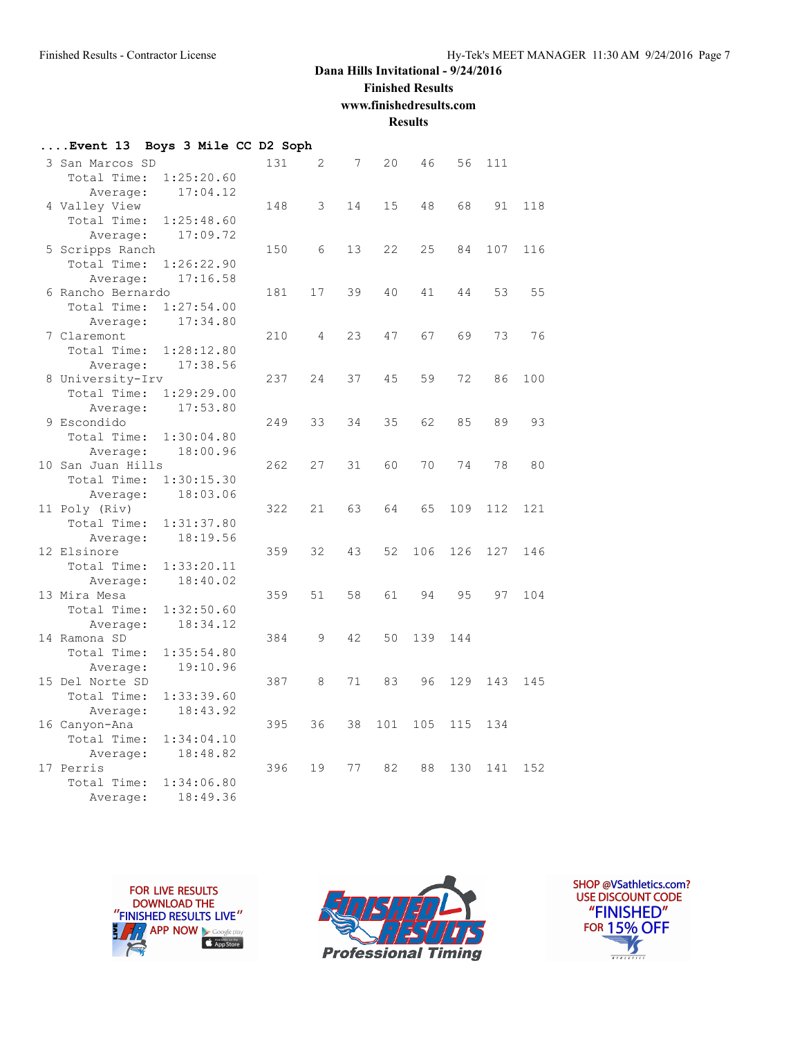**Dana Hills Invitational - 9/24/2016**

**Finished Results**

**www.finishedresults.com**

**Results**

**....Event 13 Boys 3 Mile CC D2 Soph**

```
 3 San Marcos SD              131    2    7   20   46   56  111
    Total Time:  1:25:20.60
       Average:    17:04.12
 4 Valley View                148    3   14   15   48   68   91  118
    Total Time:  1:25:48.60
       Average:    17:09.72
 5 Scripps Ranch              150    6   13   22   25   84  107  116
    Total Time:  1:26:22.90
       Average:    17:16.58
 6 Rancho Bernardo            181   17   39   40   41   44   53   55
    Total Time:  1:27:54.00
       Average:    17:34.80
 7 Claremont                  210    4   23   47   67   69   73   76
    Total Time:  1:28:12.80
       Average:    17:38.56
 8 University-Irv             237   24   37   45   59   72   86  100
    Total Time:  1:29:29.00
       Average:    17:53.80
 9 Escondido                  249   33   34   35   62   85   89   93
    Total Time:  1:30:04.80
       Average:    18:00.96
10 San Juan Hills             262   27   31   60   70   74   78   80
    Total Time:  1:30:15.30
       Average:    18:03.06
11 Poly (Riv)                 322   21   63   64   65  109  112  121
    Total Time:  1:31:37.80
       Average:    18:19.56
12 Elsinore                   359   32   43   52  106  126  127  146
    Total Time:  1:33:20.11
       Average:    18:40.02
13 Mira Mesa                  359   51   58   61   94   95   97  104
    Total Time:  1:32:50.60
       Average:    18:34.12
14 Ramona SD                  384    9   42   50  139  144
    Total Time:  1:35:54.80
       Average:    19:10.96
15 Del Norte SD               387    8   71   83   96  129  143  145
    Total Time:  1:33:39.60
       Average:    18:43.92
16 Canyon-Ana                 395   36   38  101  105  115  134
    Total Time:  1:34:04.10
       Average:    18:48.82
17 Perris                     396   19   77   82   88  130  141  152
    Total Time:  1:34:06.80
       Average:    18:49.36
```

FOR LIVE RESULTS DOWNLOAD THE "FINISHED RESULTS LIVE" APP NOW

FINISHED RESULTS Professional Timing

SHOP @VSathletics.com? USE DISCOUNT CODE "FINISHED" FOR 15% OFF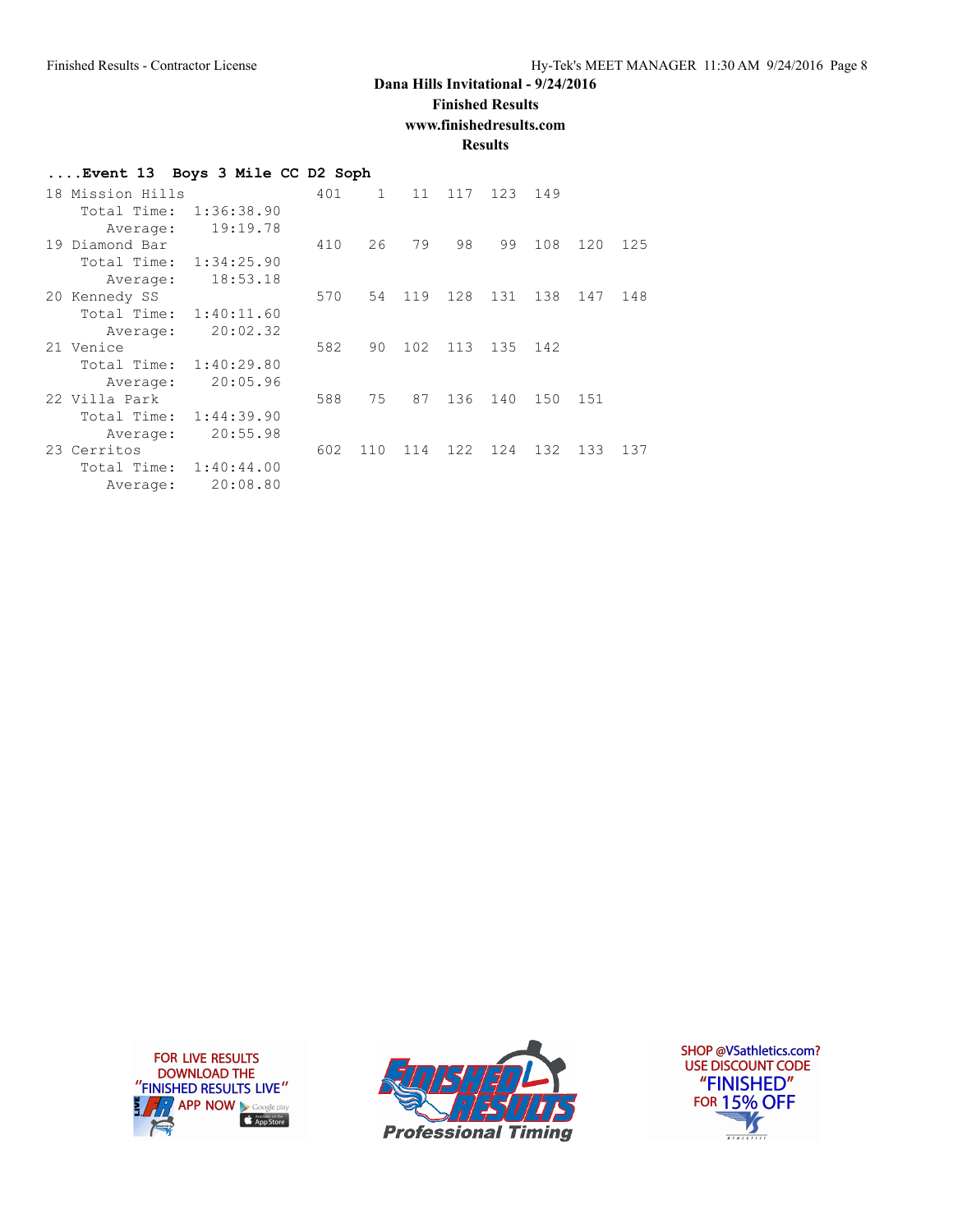Dana Hills Invitational - 9/24/2016

Finished Results

www.finishedresults.com

Results

**....Event 13 Boys 3 Mile CC D2 Soph**

```
18 Mission Hills              401    1   11  117  123  149
    Total Time:  1:36:38.90
       Average:    19:19.78
19 Diamond Bar                410   26   79   98   99  108  120  125
    Total Time:  1:34:25.90
       Average:    18:53.18
20 Kennedy SS                 570   54  119  128  131  138  147  148
    Total Time:  1:40:11.60
       Average:    20:02.32
21 Venice                     582   90  102  113  135  142
    Total Time:  1:40:29.80
       Average:    20:05.96
22 Villa Park                 588   75   87  136  140  150  151
    Total Time:  1:44:39.90
       Average:    20:55.98
23 Cerritos                   602  110  114  122  124  132  133  137
    Total Time:  1:40:44.00
       Average:    20:08.80
```

FOR LIVE RESULTS DOWNLOAD THE "FINISHED RESULTS LIVE" APP NOW

FINISHED RESULTS Professional Timing

SHOP @VSathletics.com? USE DISCOUNT CODE "FINISHED" FOR 15% OFF